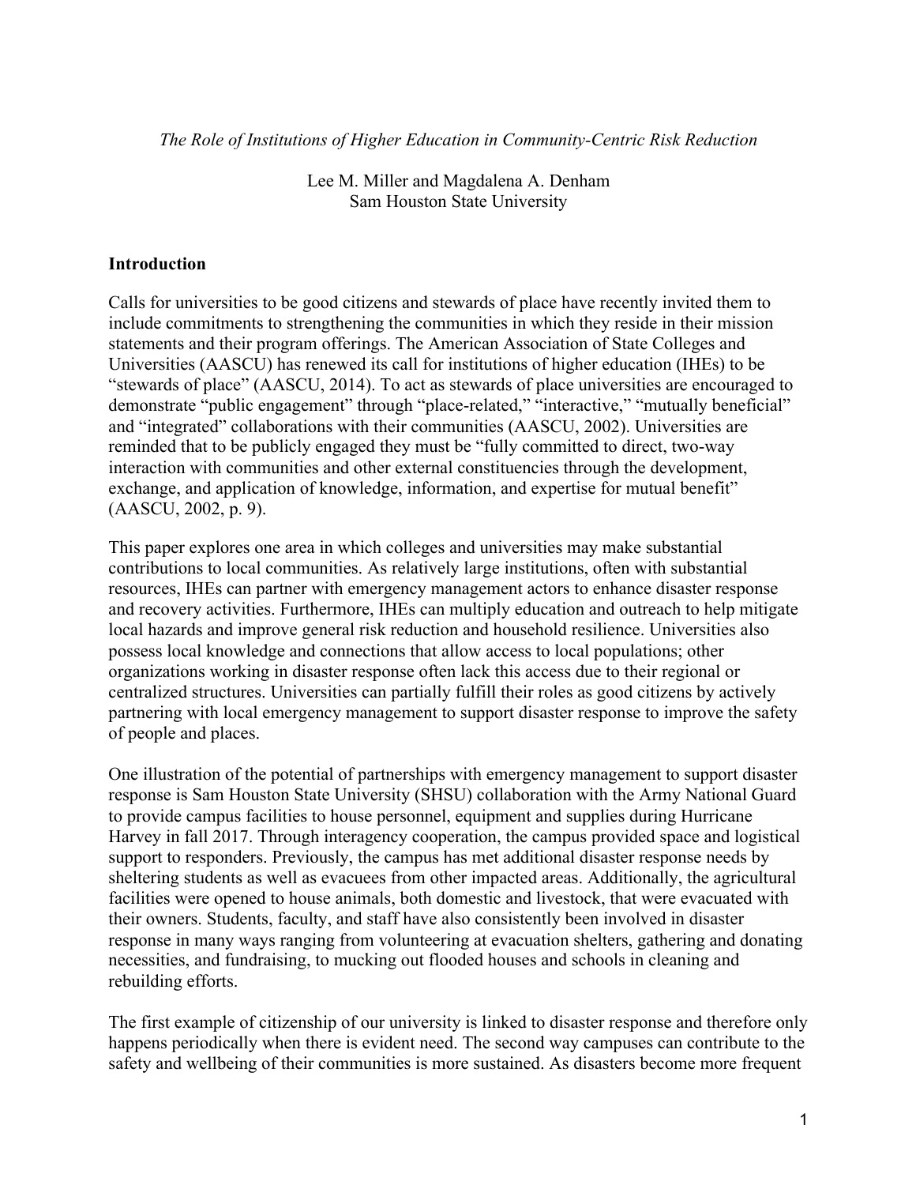*The Role of Institutions of Higher Education in Community-Centric Risk Reduction*

Lee M. Miller and Magdalena A. Denham
Sam Houston State University

## Introduction

Calls for universities to be good citizens and stewards of place have recently invited them to include commitments to strengthening the communities in which they reside in their mission statements and their program offerings. The American Association of State Colleges and Universities (AASCU) has renewed its call for institutions of higher education (IHEs) to be "stewards of place" (AASCU, 2014). To act as stewards of place universities are encouraged to demonstrate "public engagement" through "place-related," "interactive," "mutually beneficial" and "integrated" collaborations with their communities (AASCU, 2002). Universities are reminded that to be publicly engaged they must be "fully committed to direct, two-way interaction with communities and other external constituencies through the development, exchange, and application of knowledge, information, and expertise for mutual benefit" (AASCU, 2002, p. 9).

This paper explores one area in which colleges and universities may make substantial contributions to local communities. As relatively large institutions, often with substantial resources, IHEs can partner with emergency management actors to enhance disaster response and recovery activities. Furthermore, IHEs can multiply education and outreach to help mitigate local hazards and improve general risk reduction and household resilience. Universities also possess local knowledge and connections that allow access to local populations; other organizations working in disaster response often lack this access due to their regional or centralized structures. Universities can partially fulfill their roles as good citizens by actively partnering with local emergency management to support disaster response to improve the safety of people and places.

One illustration of the potential of partnerships with emergency management to support disaster response is Sam Houston State University (SHSU) collaboration with the Army National Guard to provide campus facilities to house personnel, equipment and supplies during Hurricane Harvey in fall 2017. Through interagency cooperation, the campus provided space and logistical support to responders. Previously, the campus has met additional disaster response needs by sheltering students as well as evacuees from other impacted areas. Additionally, the agricultural facilities were opened to house animals, both domestic and livestock, that were evacuated with their owners. Students, faculty, and staff have also consistently been involved in disaster response in many ways ranging from volunteering at evacuation shelters, gathering and donating necessities, and fundraising, to mucking out flooded houses and schools in cleaning and rebuilding efforts.

The first example of citizenship of our university is linked to disaster response and therefore only happens periodically when there is evident need. The second way campuses can contribute to the safety and wellbeing of their communities is more sustained. As disasters become more frequent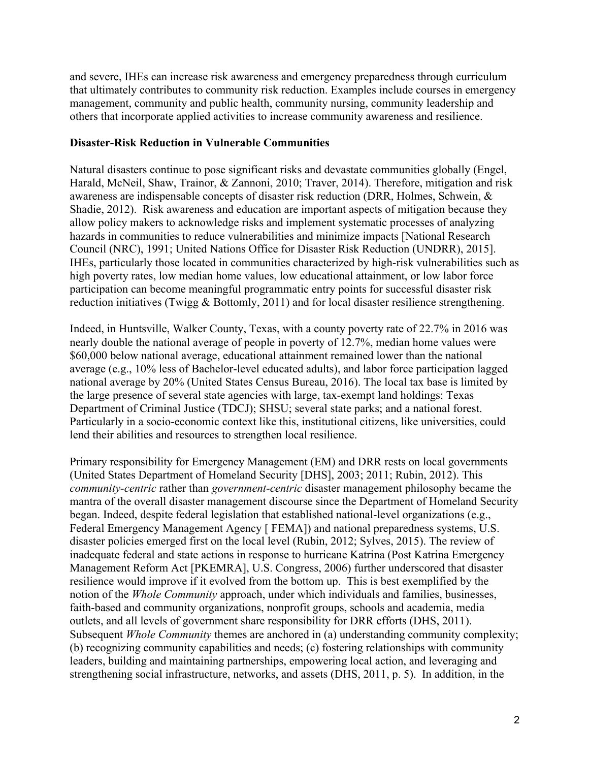and severe, IHEs can increase risk awareness and emergency preparedness through curriculum that ultimately contributes to community risk reduction. Examples include courses in emergency management, community and public health, community nursing, community leadership and others that incorporate applied activities to increase community awareness and resilience.

**Disaster-Risk Reduction in Vulnerable Communities**

Natural disasters continue to pose significant risks and devastate communities globally (Engel, Harald, McNeil, Shaw, Trainor, & Zannoni, 2010; Traver, 2014). Therefore, mitigation and risk awareness are indispensable concepts of disaster risk reduction (DRR, Holmes, Schwein, & Shadie, 2012). Risk awareness and education are important aspects of mitigation because they allow policy makers to acknowledge risks and implement systematic processes of analyzing hazards in communities to reduce vulnerabilities and minimize impacts [National Research Council (NRC), 1991; United Nations Office for Disaster Risk Reduction (UNDRR), 2015]. IHEs, particularly those located in communities characterized by high-risk vulnerabilities such as high poverty rates, low median home values, low educational attainment, or low labor force participation can become meaningful programmatic entry points for successful disaster risk reduction initiatives (Twigg & Bottomly, 2011) and for local disaster resilience strengthening.

Indeed, in Huntsville, Walker County, Texas, with a county poverty rate of 22.7% in 2016 was nearly double the national average of people in poverty of 12.7%, median home values were $60,000 below national average, educational attainment remained lower than the national average (e.g., 10% less of Bachelor-level educated adults), and labor force participation lagged national average by 20% (United States Census Bureau, 2016). The local tax base is limited by the large presence of several state agencies with large, tax-exempt land holdings: Texas Department of Criminal Justice (TDCJ); SHSU; several state parks; and a national forest. Particularly in a socio-economic context like this, institutional citizens, like universities, could lend their abilities and resources to strengthen local resilience.

Primary responsibility for Emergency Management (EM) and DRR rests on local governments (United States Department of Homeland Security [DHS], 2003; 2011; Rubin, 2012). This *community-centric* rather than *government-centric* disaster management philosophy became the mantra of the overall disaster management discourse since the Department of Homeland Security began. Indeed, despite federal legislation that established national-level organizations (e.g., Federal Emergency Management Agency [ FEMA]) and national preparedness systems, U.S. disaster policies emerged first on the local level (Rubin, 2012; Sylves, 2015). The review of inadequate federal and state actions in response to hurricane Katrina (Post Katrina Emergency Management Reform Act [PKEMRA], U.S. Congress, 2006) further underscored that disaster resilience would improve if it evolved from the bottom up. This is best exemplified by the notion of the *Whole Community* approach, under which individuals and families, businesses, faith-based and community organizations, nonprofit groups, schools and academia, media outlets, and all levels of government share responsibility for DRR efforts (DHS, 2011). Subsequent *Whole Community* themes are anchored in (a) understanding community complexity; (b) recognizing community capabilities and needs; (c) fostering relationships with community leaders, building and maintaining partnerships, empowering local action, and leveraging and strengthening social infrastructure, networks, and assets (DHS, 2011, p. 5). In addition, in the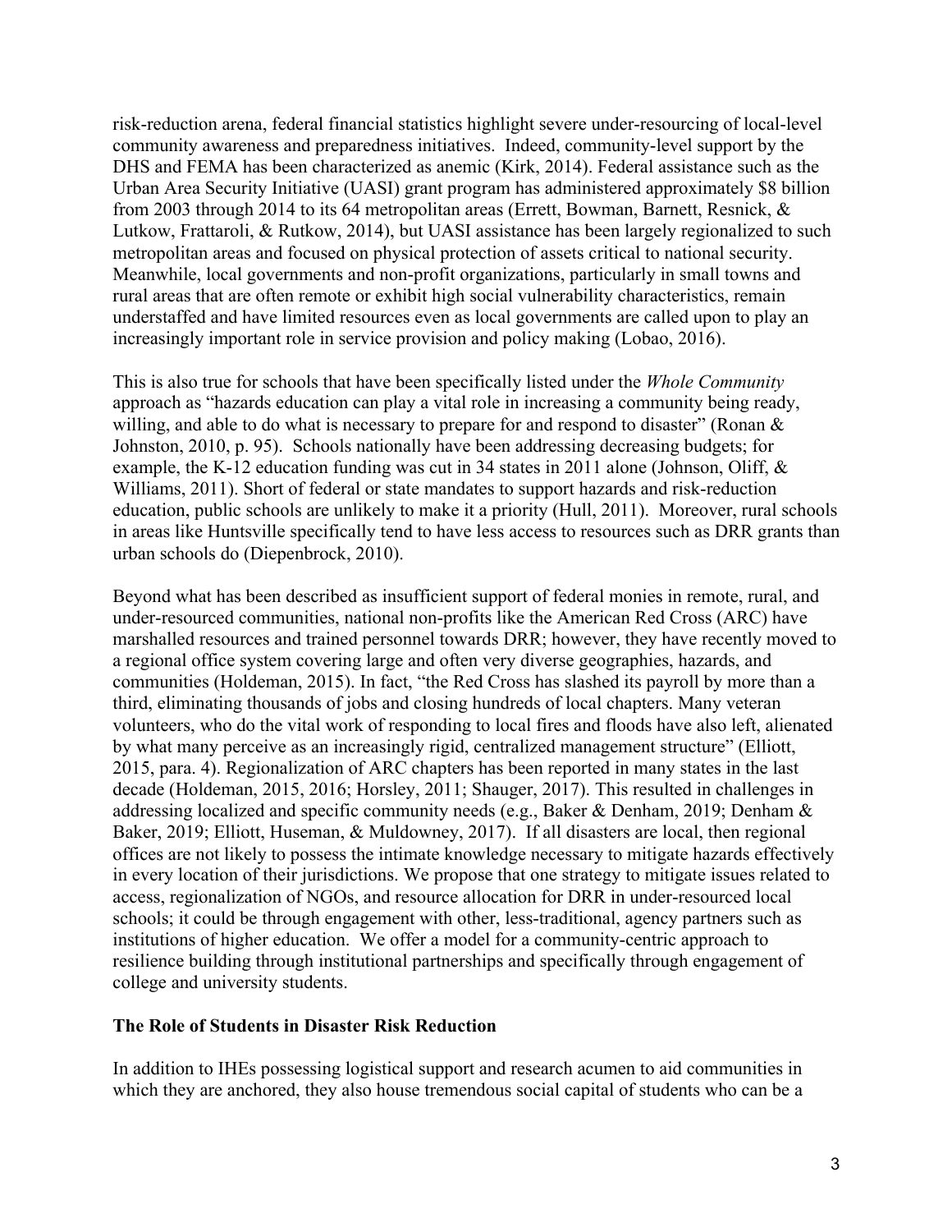risk-reduction arena, federal financial statistics highlight severe under-resourcing of local-level community awareness and preparedness initiatives. Indeed, community-level support by the DHS and FEMA has been characterized as anemic (Kirk, 2014). Federal assistance such as the Urban Area Security Initiative (UASI) grant program has administered approximately $8 billion from 2003 through 2014 to its 64 metropolitan areas (Errett, Bowman, Barnett, Resnick, & Lutkow, Frattaroli, & Rutkow, 2014), but UASI assistance has been largely regionalized to such metropolitan areas and focused on physical protection of assets critical to national security. Meanwhile, local governments and non-profit organizations, particularly in small towns and rural areas that are often remote or exhibit high social vulnerability characteristics, remain understaffed and have limited resources even as local governments are called upon to play an increasingly important role in service provision and policy making (Lobao, 2016).

This is also true for schools that have been specifically listed under the *Whole Community* approach as "hazards education can play a vital role in increasing a community being ready, willing, and able to do what is necessary to prepare for and respond to disaster" (Ronan & Johnston, 2010, p. 95). Schools nationally have been addressing decreasing budgets; for example, the K-12 education funding was cut in 34 states in 2011 alone (Johnson, Oliff, & Williams, 2011). Short of federal or state mandates to support hazards and risk-reduction education, public schools are unlikely to make it a priority (Hull, 2011). Moreover, rural schools in areas like Huntsville specifically tend to have less access to resources such as DRR grants than urban schools do (Diepenbrock, 2010).

Beyond what has been described as insufficient support of federal monies in remote, rural, and under-resourced communities, national non-profits like the American Red Cross (ARC) have marshalled resources and trained personnel towards DRR; however, they have recently moved to a regional office system covering large and often very diverse geographies, hazards, and communities (Holdeman, 2015). In fact, "the Red Cross has slashed its payroll by more than a third, eliminating thousands of jobs and closing hundreds of local chapters. Many veteran volunteers, who do the vital work of responding to local fires and floods have also left, alienated by what many perceive as an increasingly rigid, centralized management structure" (Elliott, 2015, para. 4). Regionalization of ARC chapters has been reported in many states in the last decade (Holdeman, 2015, 2016; Horsley, 2011; Shauger, 2017). This resulted in challenges in addressing localized and specific community needs (e.g., Baker & Denham, 2019; Denham & Baker, 2019; Elliott, Huseman, & Muldowney, 2017). If all disasters are local, then regional offices are not likely to possess the intimate knowledge necessary to mitigate hazards effectively in every location of their jurisdictions. We propose that one strategy to mitigate issues related to access, regionalization of NGOs, and resource allocation for DRR in under-resourced local schools; it could be through engagement with other, less-traditional, agency partners such as institutions of higher education. We offer a model for a community-centric approach to resilience building through institutional partnerships and specifically through engagement of college and university students.

**The Role of Students in Disaster Risk Reduction**

In addition to IHEs possessing logistical support and research acumen to aid communities in which they are anchored, they also house tremendous social capital of students who can be a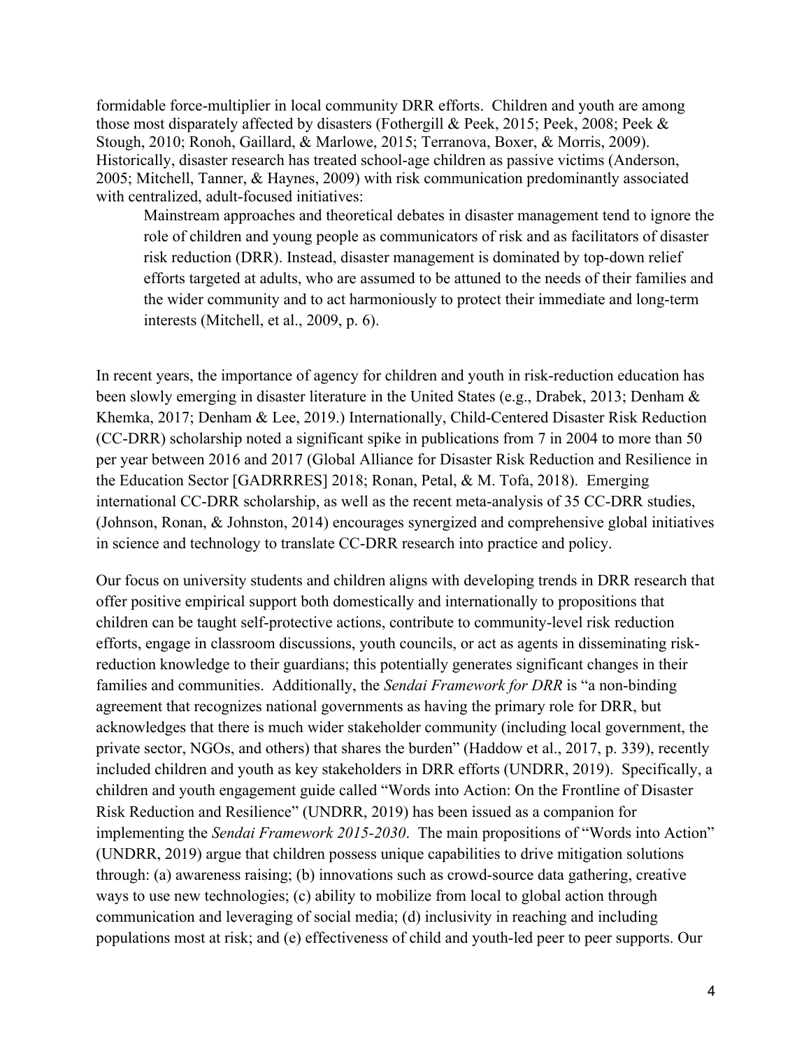formidable force-multiplier in local community DRR efforts. Children and youth are among those most disparately affected by disasters (Fothergill & Peek, 2015; Peek, 2008; Peek & Stough, 2010; Ronoh, Gaillard, & Marlowe, 2015; Terranova, Boxer, & Morris, 2009). Historically, disaster research has treated school-age children as passive victims (Anderson, 2005; Mitchell, Tanner, & Haynes, 2009) with risk communication predominantly associated with centralized, adult-focused initiatives:

> Mainstream approaches and theoretical debates in disaster management tend to ignore the role of children and young people as communicators of risk and as facilitators of disaster risk reduction (DRR). Instead, disaster management is dominated by top-down relief efforts targeted at adults, who are assumed to be attuned to the needs of their families and the wider community and to act harmoniously to protect their immediate and long-term interests (Mitchell, et al., 2009, p. 6).

In recent years, the importance of agency for children and youth in risk-reduction education has been slowly emerging in disaster literature in the United States (e.g., Drabek, 2013; Denham & Khemka, 2017; Denham & Lee, 2019.) Internationally, Child-Centered Disaster Risk Reduction (CC-DRR) scholarship noted a significant spike in publications from 7 in 2004 to more than 50 per year between 2016 and 2017 (Global Alliance for Disaster Risk Reduction and Resilience in the Education Sector [GADRRRES] 2018; Ronan, Petal, & M. Tofa, 2018). Emerging international CC-DRR scholarship, as well as the recent meta-analysis of 35 CC-DRR studies, (Johnson, Ronan, & Johnston, 2014) encourages synergized and comprehensive global initiatives in science and technology to translate CC-DRR research into practice and policy.

Our focus on university students and children aligns with developing trends in DRR research that offer positive empirical support both domestically and internationally to propositions that children can be taught self-protective actions, contribute to community-level risk reduction efforts, engage in classroom discussions, youth councils, or act as agents in disseminating risk-reduction knowledge to their guardians; this potentially generates significant changes in their families and communities. Additionally, the *Sendai Framework for DRR* is "a non-binding agreement that recognizes national governments as having the primary role for DRR, but acknowledges that there is much wider stakeholder community (including local government, the private sector, NGOs, and others) that shares the burden" (Haddow et al., 2017, p. 339), recently included children and youth as key stakeholders in DRR efforts (UNDRR, 2019). Specifically, a children and youth engagement guide called "Words into Action: On the Frontline of Disaster Risk Reduction and Resilience" (UNDRR, 2019) has been issued as a companion for implementing the *Sendai Framework 2015-2030*. The main propositions of "Words into Action" (UNDRR, 2019) argue that children possess unique capabilities to drive mitigation solutions through: (a) awareness raising; (b) innovations such as crowd-source data gathering, creative ways to use new technologies; (c) ability to mobilize from local to global action through communication and leveraging of social media; (d) inclusivity in reaching and including populations most at risk; and (e) effectiveness of child and youth-led peer to peer supports. Our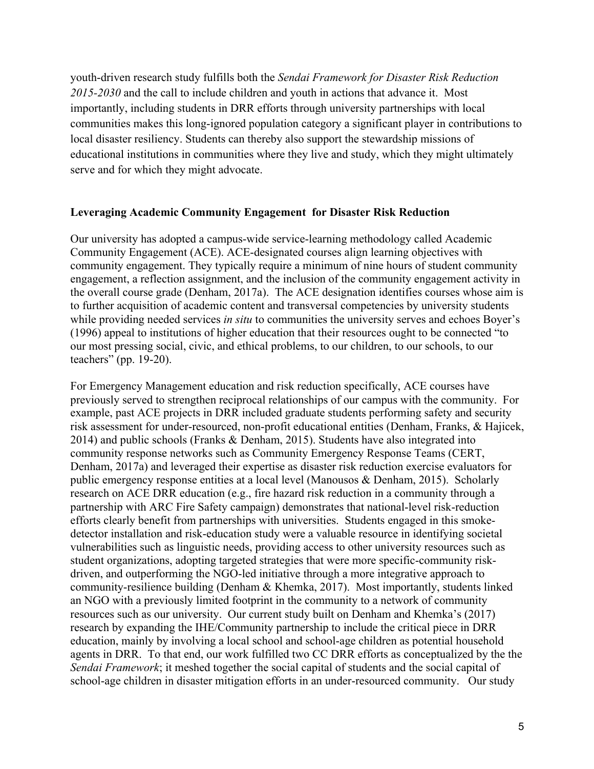youth-driven research study fulfills both the *Sendai Framework for Disaster Risk Reduction 2015-2030* and the call to include children and youth in actions that advance it. Most importantly, including students in DRR efforts through university partnerships with local communities makes this long-ignored population category a significant player in contributions to local disaster resiliency. Students can thereby also support the stewardship missions of educational institutions in communities where they live and study, which they might ultimately serve and for which they might advocate.

## Leveraging Academic Community Engagement for Disaster Risk Reduction

Our university has adopted a campus-wide service-learning methodology called Academic Community Engagement (ACE). ACE-designated courses align learning objectives with community engagement. They typically require a minimum of nine hours of student community engagement, a reflection assignment, and the inclusion of the community engagement activity in the overall course grade (Denham, 2017a). The ACE designation identifies courses whose aim is to further acquisition of academic content and transversal competencies by university students while providing needed services *in situ* to communities the university serves and echoes Boyer's (1996) appeal to institutions of higher education that their resources ought to be connected "to our most pressing social, civic, and ethical problems, to our children, to our schools, to our teachers" (pp. 19-20).

For Emergency Management education and risk reduction specifically, ACE courses have previously served to strengthen reciprocal relationships of our campus with the community. For example, past ACE projects in DRR included graduate students performing safety and security risk assessment for under-resourced, non-profit educational entities (Denham, Franks, & Hajicek, 2014) and public schools (Franks & Denham, 2015). Students have also integrated into community response networks such as Community Emergency Response Teams (CERT, Denham, 2017a) and leveraged their expertise as disaster risk reduction exercise evaluators for public emergency response entities at a local level (Manousos & Denham, 2015). Scholarly research on ACE DRR education (e.g., fire hazard risk reduction in a community through a partnership with ARC Fire Safety campaign) demonstrates that national-level risk-reduction efforts clearly benefit from partnerships with universities. Students engaged in this smoke-detector installation and risk-education study were a valuable resource in identifying societal vulnerabilities such as linguistic needs, providing access to other university resources such as student organizations, adopting targeted strategies that were more specific-community risk-driven, and outperforming the NGO-led initiative through a more integrative approach to community-resilience building (Denham & Khemka, 2017). Most importantly, students linked an NGO with a previously limited footprint in the community to a network of community resources such as our university. Our current study built on Denham and Khemka's (2017) research by expanding the IHE/Community partnership to include the critical piece in DRR education, mainly by involving a local school and school-age children as potential household agents in DRR. To that end, our work fulfilled two CC DRR efforts as conceptualized by the the *Sendai Framework*; it meshed together the social capital of students and the social capital of school-age children in disaster mitigation efforts in an under-resourced community. Our study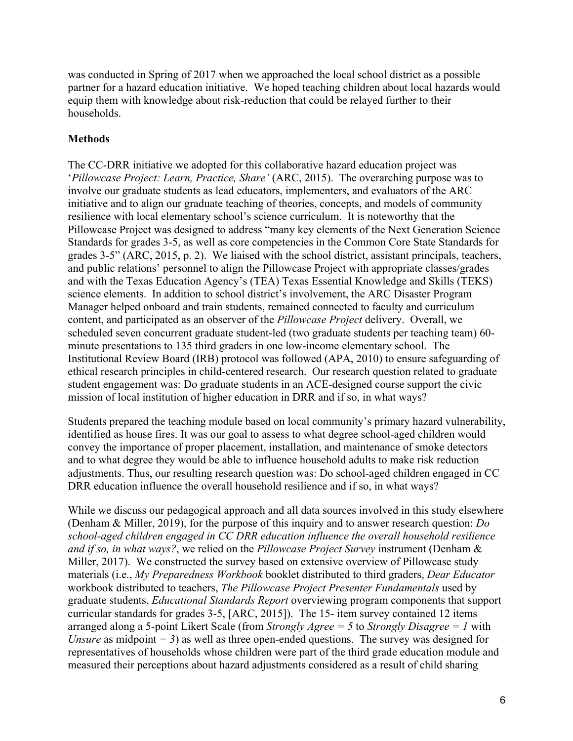was conducted in Spring of 2017 when we approached the local school district as a possible partner for a hazard education initiative. We hoped teaching children about local hazards would equip them with knowledge about risk-reduction that could be relayed further to their households.

## Methods

The CC-DRR initiative we adopted for this collaborative hazard education project was '*Pillowcase Project: Learn, Practice, Share'* (ARC, 2015). The overarching purpose was to involve our graduate students as lead educators, implementers, and evaluators of the ARC initiative and to align our graduate teaching of theories, concepts, and models of community resilience with local elementary school's science curriculum. It is noteworthy that the Pillowcase Project was designed to address "many key elements of the Next Generation Science Standards for grades 3-5, as well as core competencies in the Common Core State Standards for grades 3-5" (ARC, 2015, p. 2). We liaised with the school district, assistant principals, teachers, and public relations' personnel to align the Pillowcase Project with appropriate classes/grades and with the Texas Education Agency's (TEA) Texas Essential Knowledge and Skills (TEKS) science elements. In addition to school district's involvement, the ARC Disaster Program Manager helped onboard and train students, remained connected to faculty and curriculum content, and participated as an observer of the *Pillowcase Project* delivery. Overall, we scheduled seven concurrent graduate student-led (two graduate students per teaching team) 60-minute presentations to 135 third graders in one low-income elementary school. The Institutional Review Board (IRB) protocol was followed (APA, 2010) to ensure safeguarding of ethical research principles in child-centered research. Our research question related to graduate student engagement was: Do graduate students in an ACE-designed course support the civic mission of local institution of higher education in DRR and if so, in what ways?

Students prepared the teaching module based on local community's primary hazard vulnerability, identified as house fires. It was our goal to assess to what degree school-aged children would convey the importance of proper placement, installation, and maintenance of smoke detectors and to what degree they would be able to influence household adults to make risk reduction adjustments. Thus, our resulting research question was: Do school-aged children engaged in CC DRR education influence the overall household resilience and if so, in what ways?

While we discuss our pedagogical approach and all data sources involved in this study elsewhere (Denham & Miller, 2019), for the purpose of this inquiry and to answer research question: *Do school-aged children engaged in CC DRR education influence the overall household resilience and if so, in what ways?*, we relied on the *Pillowcase Project Survey* instrument (Denham & Miller, 2017). We constructed the survey based on extensive overview of Pillowcase study materials (i.e., *My Preparedness Workbook* booklet distributed to third graders, *Dear Educator* workbook distributed to teachers, *The Pillowcase Project Presenter Fundamentals* used by graduate students, *Educational Standards Report* overviewing program components that support curricular standards for grades 3-5, [ARC, 2015]). The 15- item survey contained 12 items arranged along a 5-point Likert Scale (from *Strongly Agree = 5* to *Strongly Disagree = 1* with *Unsure* as midpoint *= 3*) as well as three open-ended questions. The survey was designed for representatives of households whose children were part of the third grade education module and measured their perceptions about hazard adjustments considered as a result of child sharing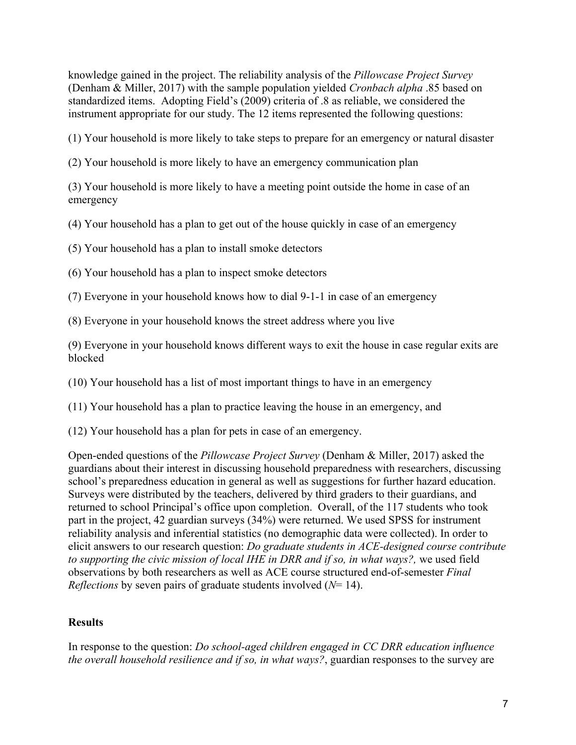knowledge gained in the project. The reliability analysis of the *Pillowcase Project Survey* (Denham & Miller, 2017) with the sample population yielded *Cronbach alpha* .85 based on standardized items. Adopting Field's (2009) criteria of .8 as reliable, we considered the instrument appropriate for our study. The 12 items represented the following questions:

(1) Your household is more likely to take steps to prepare for an emergency or natural disaster

(2) Your household is more likely to have an emergency communication plan

(3) Your household is more likely to have a meeting point outside the home in case of an emergency

(4) Your household has a plan to get out of the house quickly in case of an emergency

(5) Your household has a plan to install smoke detectors

(6) Your household has a plan to inspect smoke detectors

(7) Everyone in your household knows how to dial 9-1-1 in case of an emergency

(8) Everyone in your household knows the street address where you live

(9) Everyone in your household knows different ways to exit the house in case regular exits are blocked

(10) Your household has a list of most important things to have in an emergency

(11) Your household has a plan to practice leaving the house in an emergency, and

(12) Your household has a plan for pets in case of an emergency.

Open-ended questions of the *Pillowcase Project Survey* (Denham & Miller, 2017) asked the guardians about their interest in discussing household preparedness with researchers, discussing school's preparedness education in general as well as suggestions for further hazard education. Surveys were distributed by the teachers, delivered by third graders to their guardians, and returned to school Principal's office upon completion. Overall, of the 117 students who took part in the project, 42 guardian surveys (34%) were returned. We used SPSS for instrument reliability analysis and inferential statistics (no demographic data were collected). In order to elicit answers to our research question: *Do graduate students in ACE-designed course contribute to supporting the civic mission of local IHE in DRR and if so, in what ways?,* we used field observations by both researchers as well as ACE course structured end-of-semester *Final Reflections* by seven pairs of graduate students involved (*N*= 14).

## Results

In response to the question: *Do school-aged children engaged in CC DRR education influence the overall household resilience and if so, in what ways?*, guardian responses to the survey are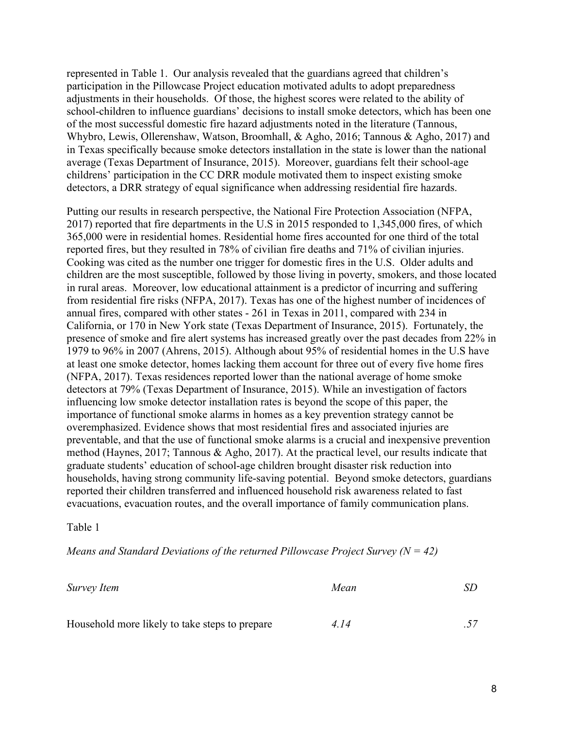represented in Table 1. Our analysis revealed that the guardians agreed that children's participation in the Pillowcase Project education motivated adults to adopt preparedness adjustments in their households. Of those, the highest scores were related to the ability of school-children to influence guardians' decisions to install smoke detectors, which has been one of the most successful domestic fire hazard adjustments noted in the literature (Tannous, Whybro, Lewis, Ollerenshaw, Watson, Broomhall, & Agho, 2016; Tannous & Agho, 2017) and in Texas specifically because smoke detectors installation in the state is lower than the national average (Texas Department of Insurance, 2015). Moreover, guardians felt their school-age childrens' participation in the CC DRR module motivated them to inspect existing smoke detectors, a DRR strategy of equal significance when addressing residential fire hazards.

Putting our results in research perspective, the National Fire Protection Association (NFPA, 2017) reported that fire departments in the U.S in 2015 responded to 1,345,000 fires, of which 365,000 were in residential homes. Residential home fires accounted for one third of the total reported fires, but they resulted in 78% of civilian fire deaths and 71% of civilian injuries. Cooking was cited as the number one trigger for domestic fires in the U.S. Older adults and children are the most susceptible, followed by those living in poverty, smokers, and those located in rural areas. Moreover, low educational attainment is a predictor of incurring and suffering from residential fire risks (NFPA, 2017). Texas has one of the highest number of incidences of annual fires, compared with other states - 261 in Texas in 2011, compared with 234 in California, or 170 in New York state (Texas Department of Insurance, 2015). Fortunately, the presence of smoke and fire alert systems has increased greatly over the past decades from 22% in 1979 to 96% in 2007 (Ahrens, 2015). Although about 95% of residential homes in the U.S have at least one smoke detector, homes lacking them account for three out of every five home fires (NFPA, 2017). Texas residences reported lower than the national average of home smoke detectors at 79% (Texas Department of Insurance, 2015). While an investigation of factors influencing low smoke detector installation rates is beyond the scope of this paper, the importance of functional smoke alarms in homes as a key prevention strategy cannot be overemphasized. Evidence shows that most residential fires and associated injuries are preventable, and that the use of functional smoke alarms is a crucial and inexpensive prevention method (Haynes, 2017; Tannous & Agho, 2017). At the practical level, our results indicate that graduate students' education of school-age children brought disaster risk reduction into households, having strong community life-saving potential. Beyond smoke detectors, guardians reported their children transferred and influenced household risk awareness related to fast evacuations, evacuation routes, and the overall importance of family communication plans.

Table 1

*Means and Standard Deviations of the returned Pillowcase Project Survey (N = 42)*

| *Survey Item* | *Mean* | *SD* |
| --- | --- | --- |
| Household more likely to take steps to prepare | *4.14* | *.57* |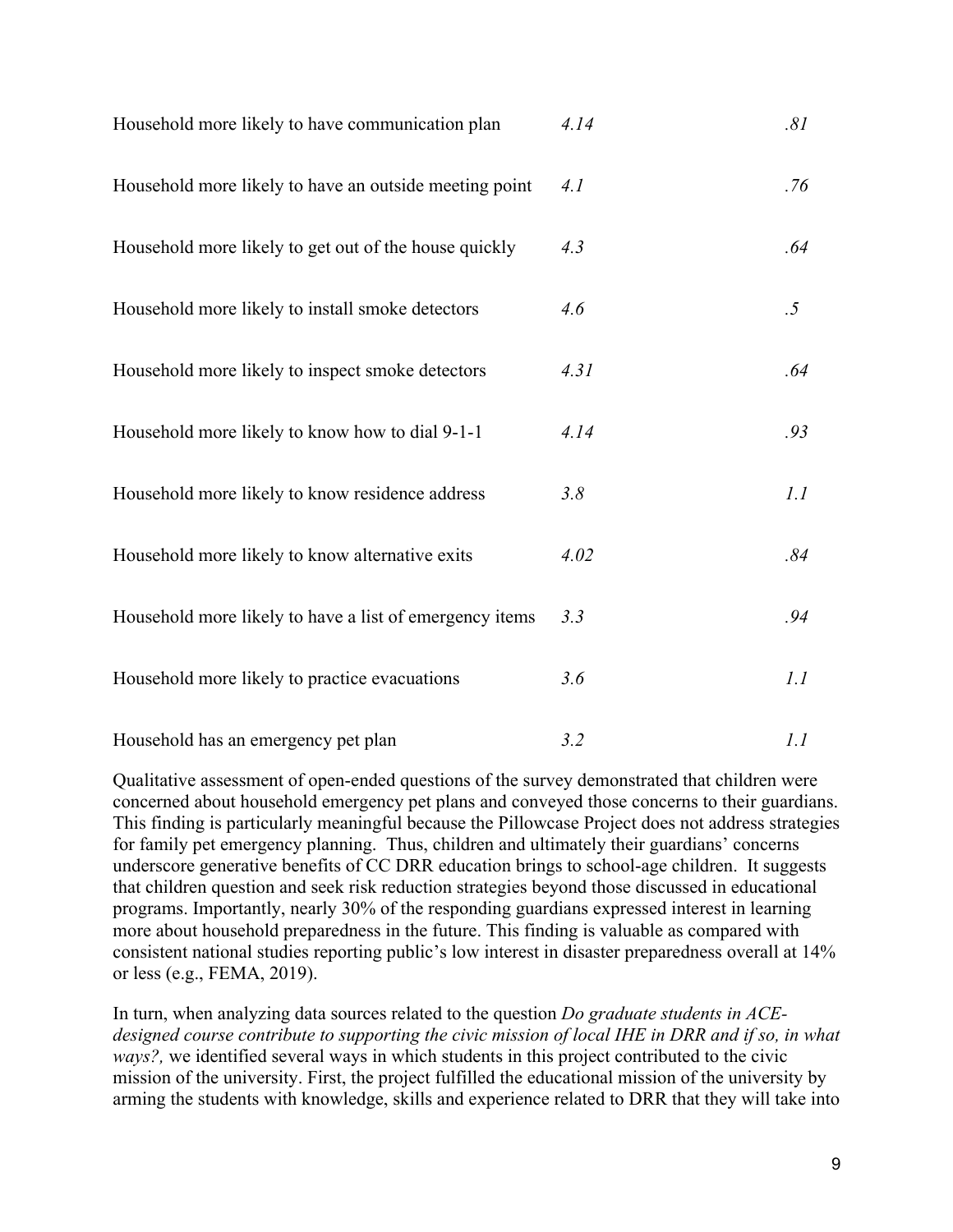| | | |
|---|---|---|
| Household more likely to have communication plan | *4.14* | *.81* |
| Household more likely to have an outside meeting point | *4.1* | *.76* |
| Household more likely to get out of the house quickly | *4.3* | *.64* |
| Household more likely to install smoke detectors | *4.6* | *.5* |
| Household more likely to inspect smoke detectors | *4.31* | *.64* |
| Household more likely to know how to dial 9-1-1 | *4.14* | *.93* |
| Household more likely to know residence address | *3.8* | *1.1* |
| Household more likely to know alternative exits | *4.02* | *.84* |
| Household more likely to have a list of emergency items | *3.3* | *.94* |
| Household more likely to practice evacuations | *3.6* | *1.1* |
| Household has an emergency pet plan | *3.2* | *1.1* |

Qualitative assessment of open-ended questions of the survey demonstrated that children were concerned about household emergency pet plans and conveyed those concerns to their guardians. This finding is particularly meaningful because the Pillowcase Project does not address strategies for family pet emergency planning. Thus, children and ultimately their guardians' concerns underscore generative benefits of CC DRR education brings to school-age children. It suggests that children question and seek risk reduction strategies beyond those discussed in educational programs. Importantly, nearly 30% of the responding guardians expressed interest in learning more about household preparedness in the future. This finding is valuable as compared with consistent national studies reporting public's low interest in disaster preparedness overall at 14% or less (e.g., FEMA, 2019).

In turn, when analyzing data sources related to the question *Do graduate students in ACE-designed course contribute to supporting the civic mission of local IHE in DRR and if so, in what ways?,* we identified several ways in which students in this project contributed to the civic mission of the university. First, the project fulfilled the educational mission of the university by arming the students with knowledge, skills and experience related to DRR that they will take into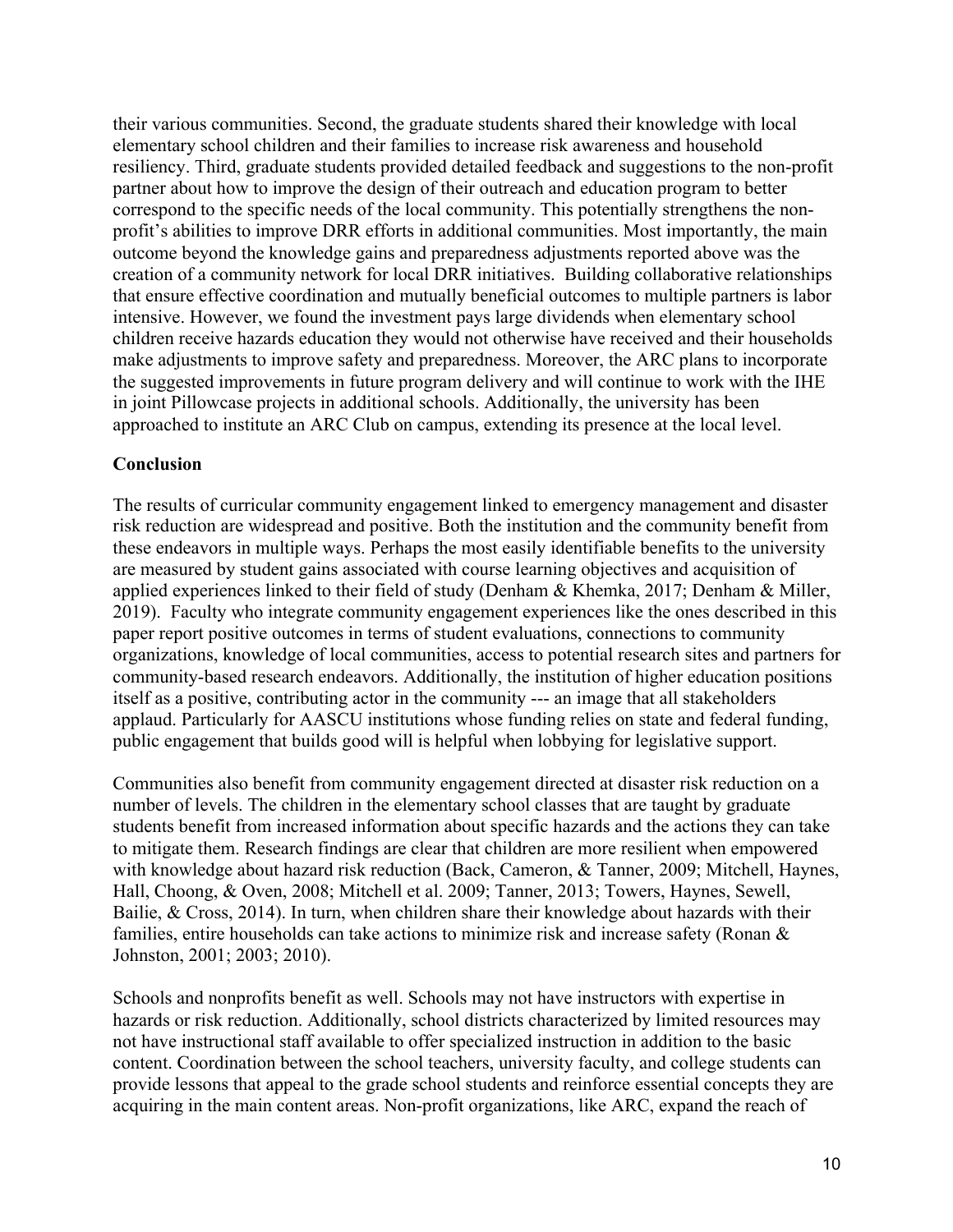their various communities. Second, the graduate students shared their knowledge with local elementary school children and their families to increase risk awareness and household resiliency. Third, graduate students provided detailed feedback and suggestions to the non-profit partner about how to improve the design of their outreach and education program to better correspond to the specific needs of the local community. This potentially strengthens the non-profit's abilities to improve DRR efforts in additional communities. Most importantly, the main outcome beyond the knowledge gains and preparedness adjustments reported above was the creation of a community network for local DRR initiatives. Building collaborative relationships that ensure effective coordination and mutually beneficial outcomes to multiple partners is labor intensive. However, we found the investment pays large dividends when elementary school children receive hazards education they would not otherwise have received and their households make adjustments to improve safety and preparedness. Moreover, the ARC plans to incorporate the suggested improvements in future program delivery and will continue to work with the IHE in joint Pillowcase projects in additional schools. Additionally, the university has been approached to institute an ARC Club on campus, extending its presence at the local level.

**Conclusion**

The results of curricular community engagement linked to emergency management and disaster risk reduction are widespread and positive. Both the institution and the community benefit from these endeavors in multiple ways. Perhaps the most easily identifiable benefits to the university are measured by student gains associated with course learning objectives and acquisition of applied experiences linked to their field of study (Denham & Khemka, 2017; Denham & Miller, 2019). Faculty who integrate community engagement experiences like the ones described in this paper report positive outcomes in terms of student evaluations, connections to community organizations, knowledge of local communities, access to potential research sites and partners for community-based research endeavors. Additionally, the institution of higher education positions itself as a positive, contributing actor in the community --- an image that all stakeholders applaud. Particularly for AASCU institutions whose funding relies on state and federal funding, public engagement that builds good will is helpful when lobbying for legislative support.

Communities also benefit from community engagement directed at disaster risk reduction on a number of levels. The children in the elementary school classes that are taught by graduate students benefit from increased information about specific hazards and the actions they can take to mitigate them. Research findings are clear that children are more resilient when empowered with knowledge about hazard risk reduction (Back, Cameron, & Tanner, 2009; Mitchell, Haynes, Hall, Choong, & Oven, 2008; Mitchell et al. 2009; Tanner, 2013; Towers, Haynes, Sewell, Bailie, & Cross, 2014). In turn, when children share their knowledge about hazards with their families, entire households can take actions to minimize risk and increase safety (Ronan & Johnston, 2001; 2003; 2010).

Schools and nonprofits benefit as well. Schools may not have instructors with expertise in hazards or risk reduction. Additionally, school districts characterized by limited resources may not have instructional staff available to offer specialized instruction in addition to the basic content. Coordination between the school teachers, university faculty, and college students can provide lessons that appeal to the grade school students and reinforce essential concepts they are acquiring in the main content areas. Non-profit organizations, like ARC, expand the reach of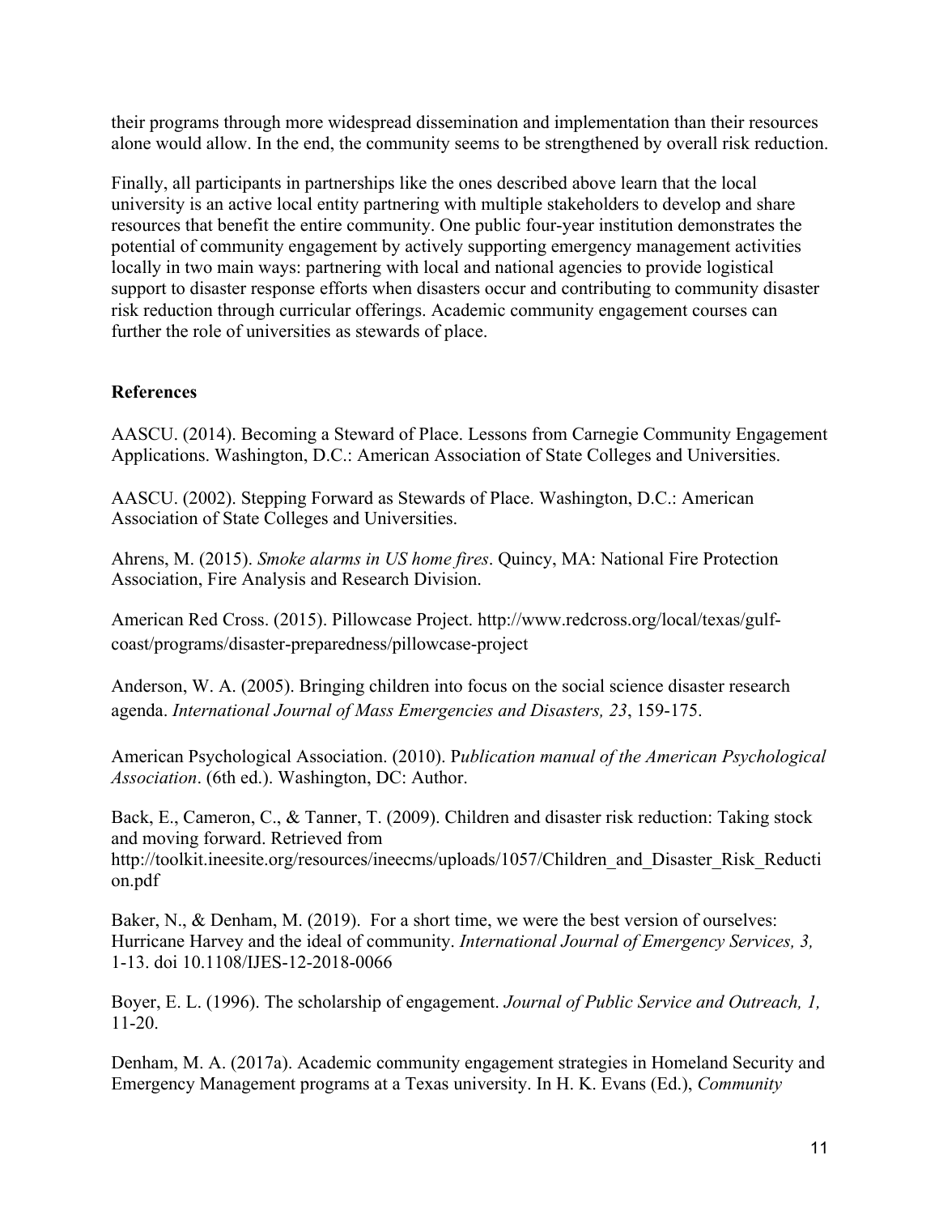their programs through more widespread dissemination and implementation than their resources alone would allow. In the end, the community seems to be strengthened by overall risk reduction.

Finally, all participants in partnerships like the ones described above learn that the local university is an active local entity partnering with multiple stakeholders to develop and share resources that benefit the entire community. One public four-year institution demonstrates the potential of community engagement by actively supporting emergency management activities locally in two main ways: partnering with local and national agencies to provide logistical support to disaster response efforts when disasters occur and contributing to community disaster risk reduction through curricular offerings. Academic community engagement courses can further the role of universities as stewards of place.

## References

AASCU. (2014). Becoming a Steward of Place. Lessons from Carnegie Community Engagement Applications. Washington, D.C.: American Association of State Colleges and Universities.

AASCU. (2002). Stepping Forward as Stewards of Place. Washington, D.C.: American Association of State Colleges and Universities.

Ahrens, M. (2015). *Smoke alarms in US home fires*. Quincy, MA: National Fire Protection Association, Fire Analysis and Research Division.

American Red Cross. (2015). Pillowcase Project. http://www.redcross.org/local/texas/gulf-coast/programs/disaster-preparedness/pillowcase-project

Anderson, W. A. (2005). Bringing children into focus on the social science disaster research agenda. *International Journal of Mass Emergencies and Disasters, 23*, 159-175.

American Psychological Association. (2010). P*ublication manual of the American Psychological Association*. (6th ed.). Washington, DC: Author.

Back, E., Cameron, C., & Tanner, T. (2009). Children and disaster risk reduction: Taking stock and moving forward. Retrieved from http://toolkit.ineesite.org/resources/ineecms/uploads/1057/Children_and_Disaster_Risk_Reduction.pdf

Baker, N., & Denham, M. (2019). For a short time, we were the best version of ourselves: Hurricane Harvey and the ideal of community. *International Journal of Emergency Services, 3,* 1-13. doi 10.1108/IJES-12-2018-0066

Boyer, E. L. (1996). The scholarship of engagement. *Journal of Public Service and Outreach, 1,* 11-20.

Denham, M. A. (2017a). Academic community engagement strategies in Homeland Security and Emergency Management programs at a Texas university. In H. K. Evans (Ed.), *Community*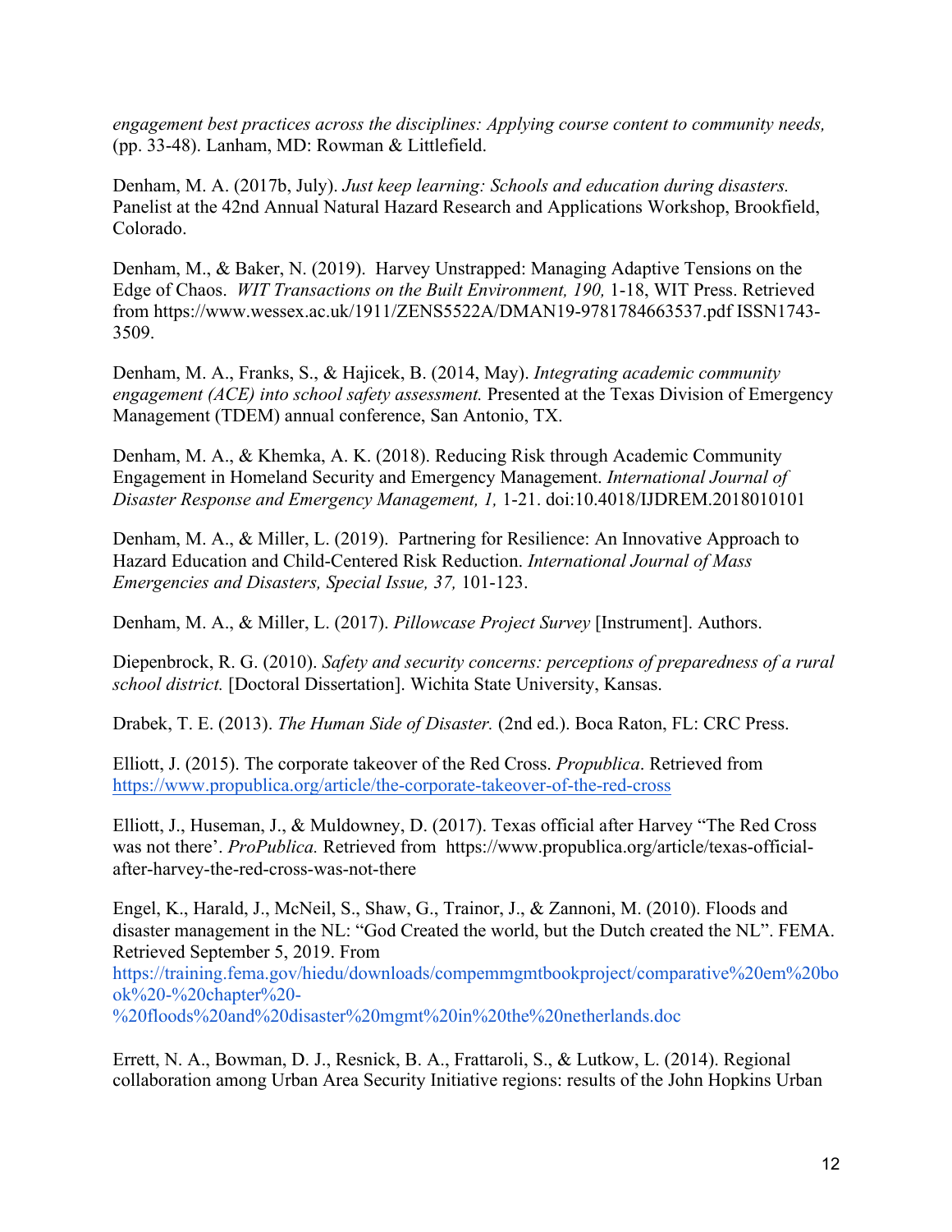*engagement best practices across the disciplines: Applying course content to community needs,* (pp. 33-48). Lanham, MD: Rowman & Littlefield.

Denham, M. A. (2017b, July). *Just keep learning: Schools and education during disasters.* Panelist at the 42nd Annual Natural Hazard Research and Applications Workshop, Brookfield, Colorado.

Denham, M., & Baker, N. (2019). Harvey Unstrapped: Managing Adaptive Tensions on the Edge of Chaos. *WIT Transactions on the Built Environment, 190,* 1-18, WIT Press. Retrieved from https://www.wessex.ac.uk/1911/ZENS5522A/DMAN19-9781784663537.pdf ISSN1743-3509.

Denham, M. A., Franks, S., & Hajicek, B. (2014, May). *Integrating academic community engagement (ACE) into school safety assessment.* Presented at the Texas Division of Emergency Management (TDEM) annual conference, San Antonio, TX.

Denham, M. A., & Khemka, A. K. (2018). Reducing Risk through Academic Community Engagement in Homeland Security and Emergency Management. *International Journal of Disaster Response and Emergency Management, 1,* 1-21. doi:10.4018/IJDREM.2018010101

Denham, M. A., & Miller, L. (2019). Partnering for Resilience: An Innovative Approach to Hazard Education and Child-Centered Risk Reduction. *International Journal of Mass Emergencies and Disasters, Special Issue, 37,* 101-123.

Denham, M. A., & Miller, L. (2017). *Pillowcase Project Survey* [Instrument]. Authors.

Diepenbrock, R. G. (2010). *Safety and security concerns: perceptions of preparedness of a rural school district.* [Doctoral Dissertation]. Wichita State University, Kansas.

Drabek, T. E. (2013). *The Human Side of Disaster.* (2nd ed.). Boca Raton, FL: CRC Press.

Elliott, J. (2015). The corporate takeover of the Red Cross. *Propublica*. Retrieved from https://www.propublica.org/article/the-corporate-takeover-of-the-red-cross

Elliott, J., Huseman, J., & Muldowney, D. (2017). Texas official after Harvey "The Red Cross was not there'. *ProPublica.* Retrieved from https://www.propublica.org/article/texas-official-after-harvey-the-red-cross-was-not-there

Engel, K., Harald, J., McNeil, S., Shaw, G., Trainor, J., & Zannoni, M. (2010). Floods and disaster management in the NL: "God Created the world, but the Dutch created the NL". FEMA. Retrieved September 5, 2019. From https://training.fema.gov/hiedu/downloads/compemmgmtbookproject/comparative%20em%20book%20-%20chapter%20-%20floods%20and%20disaster%20mgmt%20in%20the%20netherlands.doc

Errett, N. A., Bowman, D. J., Resnick, B. A., Frattaroli, S., & Lutkow, L. (2014). Regional collaboration among Urban Area Security Initiative regions: results of the John Hopkins Urban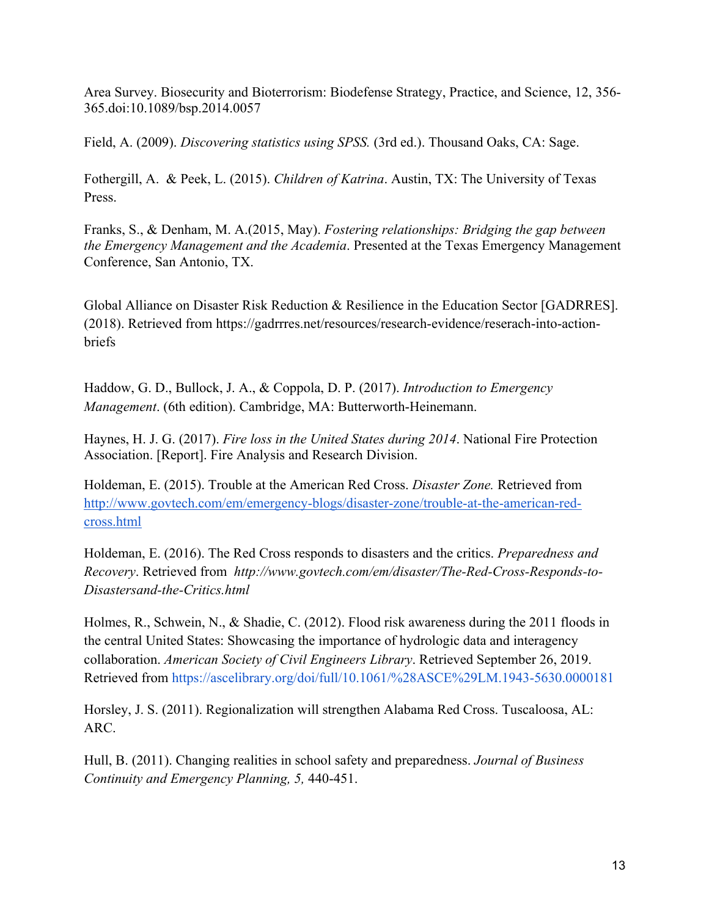Area Survey. Biosecurity and Bioterrorism: Biodefense Strategy, Practice, and Science, 12, 356-365.doi:10.1089/bsp.2014.0057

Field, A. (2009). *Discovering statistics using SPSS.* (3rd ed.). Thousand Oaks, CA: Sage.

Fothergill, A. & Peek, L. (2015). *Children of Katrina*. Austin, TX: The University of Texas Press.

Franks, S., & Denham, M. A.(2015, May). *Fostering relationships: Bridging the gap between the Emergency Management and the Academia*. Presented at the Texas Emergency Management Conference, San Antonio, TX.

Global Alliance on Disaster Risk Reduction & Resilience in the Education Sector [GADRRES]. (2018). Retrieved from https://gadrrres.net/resources/research-evidence/reserach-into-action-briefs

Haddow, G. D., Bullock, J. A., & Coppola, D. P. (2017). *Introduction to Emergency Management*. (6th edition). Cambridge, MA: Butterworth-Heinemann.

Haynes, H. J. G. (2017). *Fire loss in the United States during 2014*. National Fire Protection Association. [Report]. Fire Analysis and Research Division.

Holdeman, E. (2015). Trouble at the American Red Cross. *Disaster Zone.* Retrieved from http://www.govtech.com/em/emergency-blogs/disaster-zone/trouble-at-the-american-red-cross.html

Holdeman, E. (2016). The Red Cross responds to disasters and the critics. *Preparedness and Recovery*. Retrieved from *http://www.govtech.com/em/disaster/The-Red-Cross-Responds-to-Disastersand-the-Critics.html*

Holmes, R., Schwein, N., & Shadie, C. (2012). Flood risk awareness during the 2011 floods in the central United States: Showcasing the importance of hydrologic data and interagency collaboration. *American Society of Civil Engineers Library*. Retrieved September 26, 2019. Retrieved from https://ascelibrary.org/doi/full/10.1061/%28ASCE%29LM.1943-5630.0000181

Horsley, J. S. (2011). Regionalization will strengthen Alabama Red Cross. Tuscaloosa, AL: ARC.

Hull, B. (2011). Changing realities in school safety and preparedness. *Journal of Business Continuity and Emergency Planning, 5,* 440-451.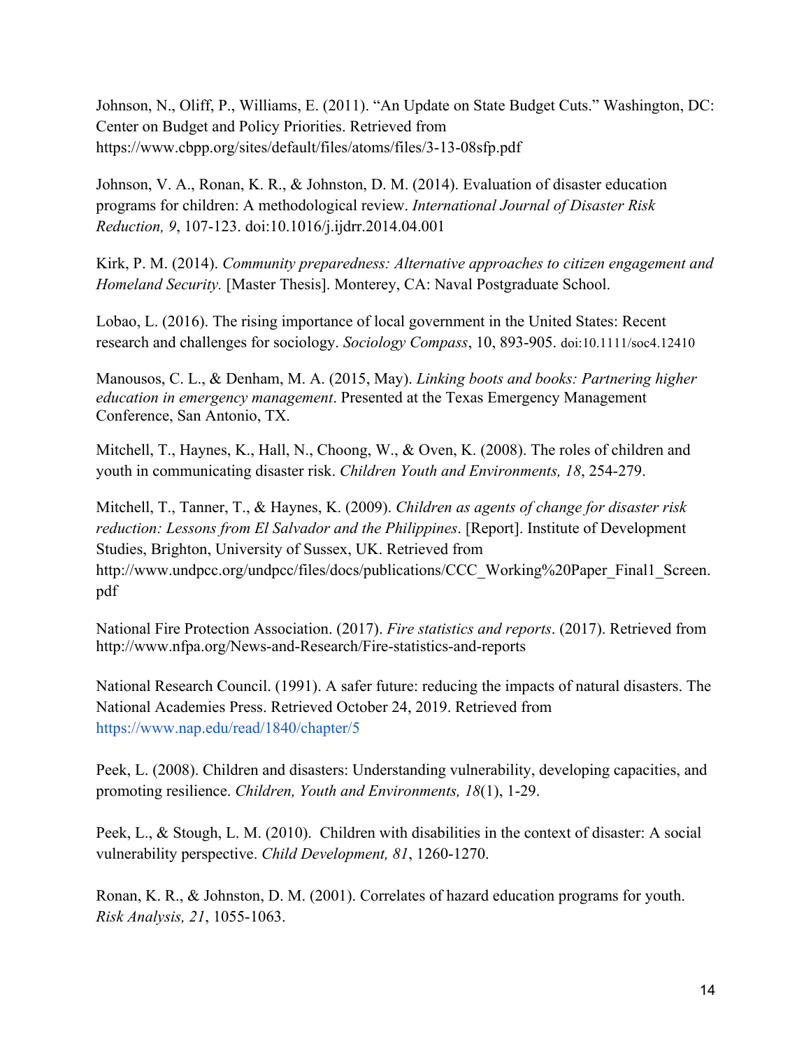Johnson, N., Oliff, P., Williams, E. (2011). "An Update on State Budget Cuts." Washington, DC: Center on Budget and Policy Priorities. Retrieved from https://www.cbpp.org/sites/default/files/atoms/files/3-13-08sfp.pdf

Johnson, V. A., Ronan, K. R., & Johnston, D. M. (2014). Evaluation of disaster education programs for children: A methodological review. *International Journal of Disaster Risk Reduction, 9*, 107-123. doi:10.1016/j.ijdrr.2014.04.001

Kirk, P. M. (2014). *Community preparedness: Alternative approaches to citizen engagement and Homeland Security.* [Master Thesis]. Monterey, CA: Naval Postgraduate School.

Lobao, L. (2016). The rising importance of local government in the United States: Recent research and challenges for sociology. *Sociology Compass*, 10, 893-905. doi:10.1111/soc4.12410

Manousos, C. L., & Denham, M. A. (2015, May). *Linking boots and books: Partnering higher education in emergency management*. Presented at the Texas Emergency Management Conference, San Antonio, TX.

Mitchell, T., Haynes, K., Hall, N., Choong, W., & Oven, K. (2008). The roles of children and youth in communicating disaster risk. *Children Youth and Environments, 18*, 254-279.

Mitchell, T., Tanner, T., & Haynes, K. (2009). *Children as agents of change for disaster risk reduction: Lessons from El Salvador and the Philippines*. [Report]. Institute of Development Studies, Brighton, University of Sussex, UK. Retrieved from http://www.undpcc.org/undpcc/files/docs/publications/CCC_Working%20Paper_Final1_Screen.pdf

National Fire Protection Association. (2017). *Fire statistics and reports*. (2017). Retrieved from http://www.nfpa.org/News-and-Research/Fire-statistics-and-reports

National Research Council. (1991). A safer future: reducing the impacts of natural disasters. The National Academies Press. Retrieved October 24, 2019. Retrieved from https://www.nap.edu/read/1840/chapter/5

Peek, L. (2008). Children and disasters: Understanding vulnerability, developing capacities, and promoting resilience. *Children, Youth and Environments, 18*(1), 1-29.

Peek, L., & Stough, L. M. (2010). Children with disabilities in the context of disaster: A social vulnerability perspective. *Child Development, 81*, 1260-1270.

Ronan, K. R., & Johnston, D. M. (2001). Correlates of hazard education programs for youth. *Risk Analysis, 21*, 1055-1063.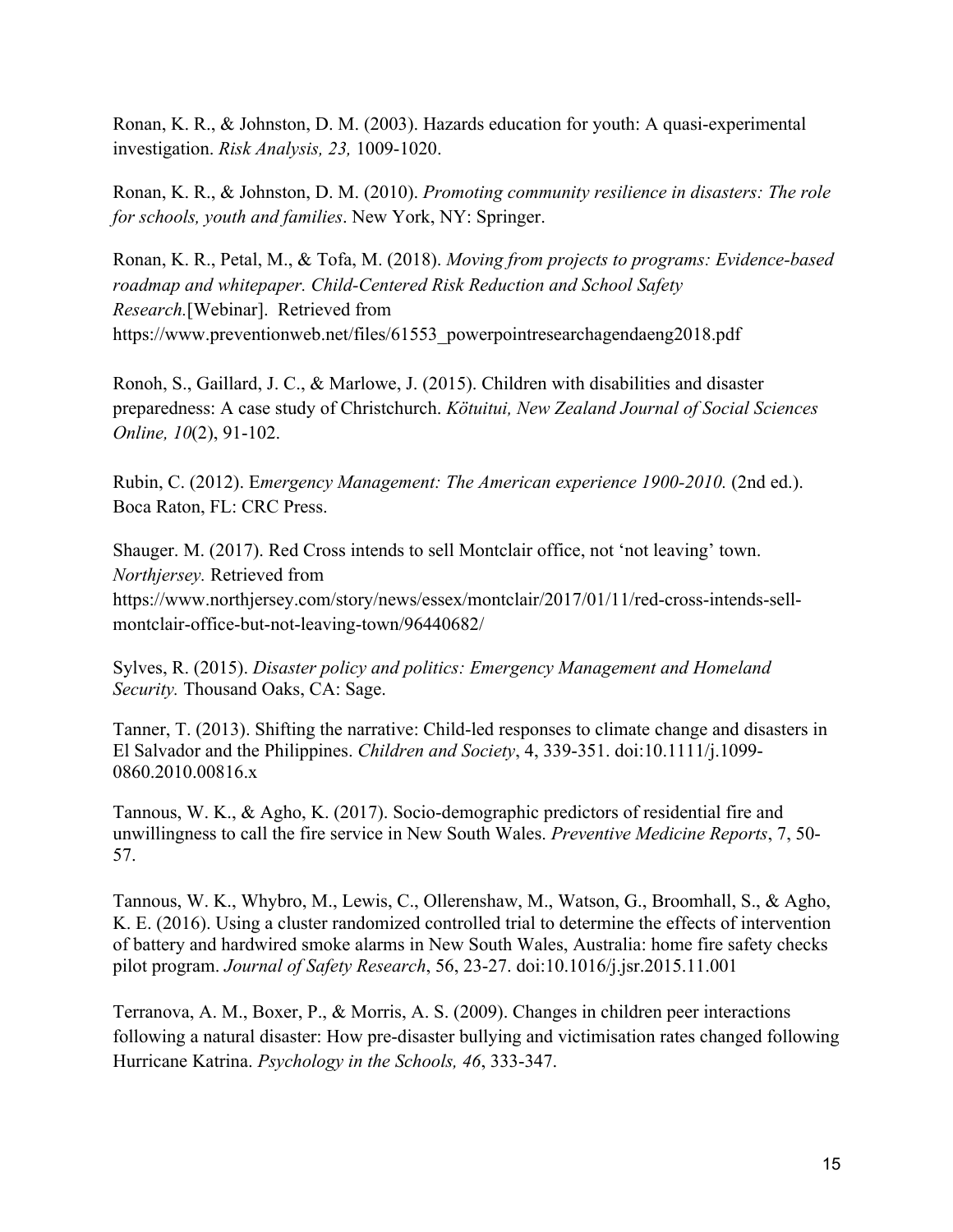Ronan, K. R., & Johnston, D. M. (2003). Hazards education for youth: A quasi-experimental investigation. *Risk Analysis, 23,* 1009-1020.

Ronan, K. R., & Johnston, D. M. (2010). *Promoting community resilience in disasters: The role for schools, youth and families*. New York, NY: Springer.

Ronan, K. R., Petal, M., & Tofa, M. (2018). *Moving from projects to programs: Evidence-based roadmap and whitepaper. Child-Centered Risk Reduction and School Safety Research.*[Webinar]. Retrieved from https://www.preventionweb.net/files/61553_powerpointresearchagendaeng2018.pdf

Ronoh, S., Gaillard, J. C., & Marlowe, J. (2015). Children with disabilities and disaster preparedness: A case study of Christchurch. *Kōtuitui, New Zealand Journal of Social Sciences Online, 10*(2), 91-102.

Rubin, C. (2012). E*mergency Management: The American experience 1900-2010.* (2nd ed.). Boca Raton, FL: CRC Press.

Shauger. M. (2017). Red Cross intends to sell Montclair office, not 'not leaving' town. *Northjersey.* Retrieved from https://www.northjersey.com/story/news/essex/montclair/2017/01/11/red-cross-intends-sell-montclair-office-but-not-leaving-town/96440682/

Sylves, R. (2015). *Disaster policy and politics: Emergency Management and Homeland Security.* Thousand Oaks, CA: Sage.

Tanner, T. (2013). Shifting the narrative: Child-led responses to climate change and disasters in El Salvador and the Philippines. *Children and Society*, 4, 339-351. doi:10.1111/j.1099-0860.2010.00816.x

Tannous, W. K., & Agho, K. (2017). Socio-demographic predictors of residential fire and unwillingness to call the fire service in New South Wales. *Preventive Medicine Reports*, 7, 50-57.

Tannous, W. K., Whybro, M., Lewis, C., Ollerenshaw, M., Watson, G., Broomhall, S., & Agho, K. E. (2016). Using a cluster randomized controlled trial to determine the effects of intervention of battery and hardwired smoke alarms in New South Wales, Australia: home fire safety checks pilot program. *Journal of Safety Research*, 56, 23-27. doi:10.1016/j.jsr.2015.11.001

Terranova, A. M., Boxer, P., & Morris, A. S. (2009). Changes in children peer interactions following a natural disaster: How pre-disaster bullying and victimisation rates changed following Hurricane Katrina. *Psychology in the Schools, 46*, 333-347.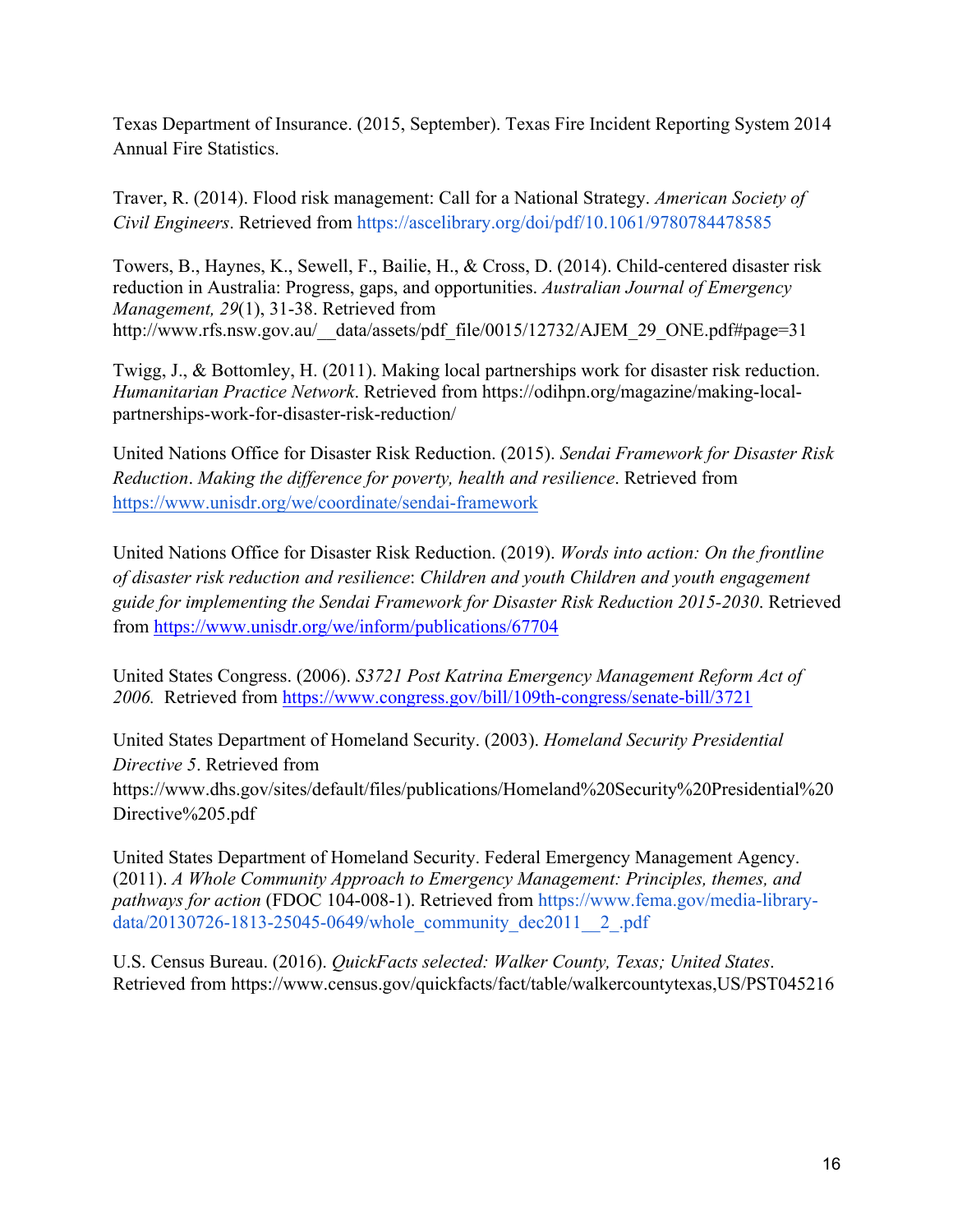Texas Department of Insurance. (2015, September). Texas Fire Incident Reporting System 2014 Annual Fire Statistics.

Traver, R. (2014). Flood risk management: Call for a National Strategy. *American Society of Civil Engineers*. Retrieved from https://ascelibrary.org/doi/pdf/10.1061/9780784478585

Towers, B., Haynes, K., Sewell, F., Bailie, H., & Cross, D. (2014). Child-centered disaster risk reduction in Australia: Progress, gaps, and opportunities. *Australian Journal of Emergency Management, 29*(1), 31-38. Retrieved from http://www.rfs.nsw.gov.au/__data/assets/pdf_file/0015/12732/AJEM_29_ONE.pdf#page=31

Twigg, J., & Bottomley, H. (2011). Making local partnerships work for disaster risk reduction. *Humanitarian Practice Network*. Retrieved from https://odihpn.org/magazine/making-local-partnerships-work-for-disaster-risk-reduction/

United Nations Office for Disaster Risk Reduction. (2015). *Sendai Framework for Disaster Risk Reduction*. *Making the difference for poverty, health and resilience*. Retrieved from https://www.unisdr.org/we/coordinate/sendai-framework

United Nations Office for Disaster Risk Reduction. (2019). *Words into action: On the frontline of disaster risk reduction and resilience*: *Children and youth Children and youth engagement guide for implementing the Sendai Framework for Disaster Risk Reduction 2015-2030*. Retrieved from https://www.unisdr.org/we/inform/publications/67704

United States Congress. (2006). *S3721 Post Katrina Emergency Management Reform Act of 2006.* Retrieved from https://www.congress.gov/bill/109th-congress/senate-bill/3721

United States Department of Homeland Security. (2003). *Homeland Security Presidential Directive 5*. Retrieved from https://www.dhs.gov/sites/default/files/publications/Homeland%20Security%20Presidential%20Directive%205.pdf

United States Department of Homeland Security. Federal Emergency Management Agency. (2011). *A Whole Community Approach to Emergency Management: Principles, themes, and pathways for action* (FDOC 104-008-1). Retrieved from https://www.fema.gov/media-library-data/20130726-1813-25045-0649/whole_community_dec2011__2_.pdf

U.S. Census Bureau. (2016). *QuickFacts selected: Walker County, Texas; United States*. Retrieved from https://www.census.gov/quickfacts/fact/table/walkercountytexas,US/PST045216